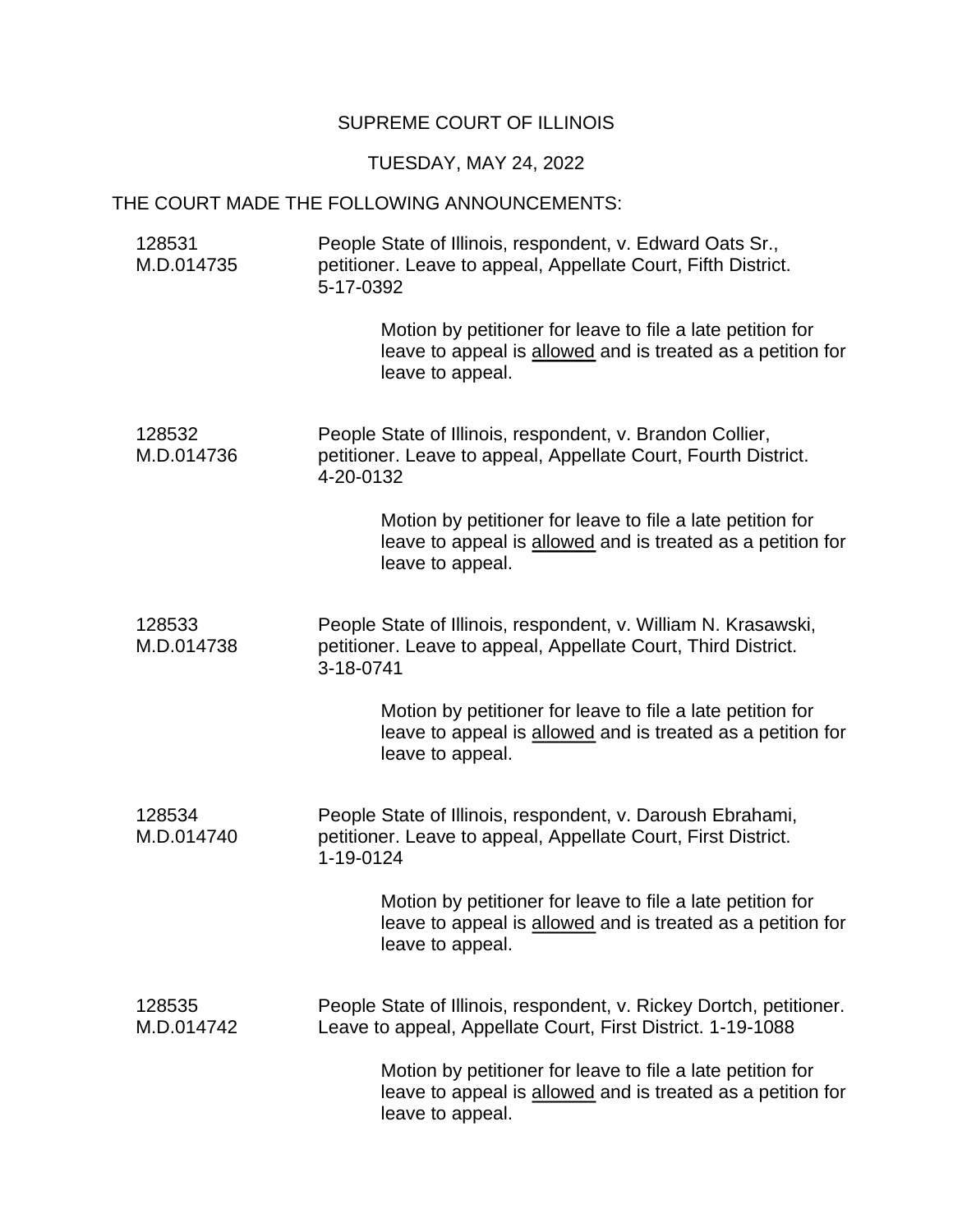SUPREME COURT OF ILLINOIS

TUESDAY, MAY 24, 2022

THE COURT MADE THE FOLLOWING ANNOUNCEMENTS:

128531
M.D.014735

People State of Illinois, respondent, v. Edward Oats Sr., petitioner. Leave to appeal, Appellate Court, Fifth District. 5-17-0392

Motion by petitioner for leave to file a late petition for leave to appeal is allowed and is treated as a petition for leave to appeal.

128532
M.D.014736

People State of Illinois, respondent, v. Brandon Collier, petitioner. Leave to appeal, Appellate Court, Fourth District. 4-20-0132

Motion by petitioner for leave to file a late petition for leave to appeal is allowed and is treated as a petition for leave to appeal.

128533
M.D.014738

People State of Illinois, respondent, v. William N. Krasawski, petitioner. Leave to appeal, Appellate Court, Third District. 3-18-0741

Motion by petitioner for leave to file a late petition for leave to appeal is allowed and is treated as a petition for leave to appeal.

128534
M.D.014740

People State of Illinois, respondent, v. Daroush Ebrahami, petitioner. Leave to appeal, Appellate Court, First District. 1-19-0124

Motion by petitioner for leave to file a late petition for leave to appeal is allowed and is treated as a petition for leave to appeal.

128535
M.D.014742

People State of Illinois, respondent, v. Rickey Dortch, petitioner. Leave to appeal, Appellate Court, First District. 1-19-1088

Motion by petitioner for leave to file a late petition for leave to appeal is allowed and is treated as a petition for leave to appeal.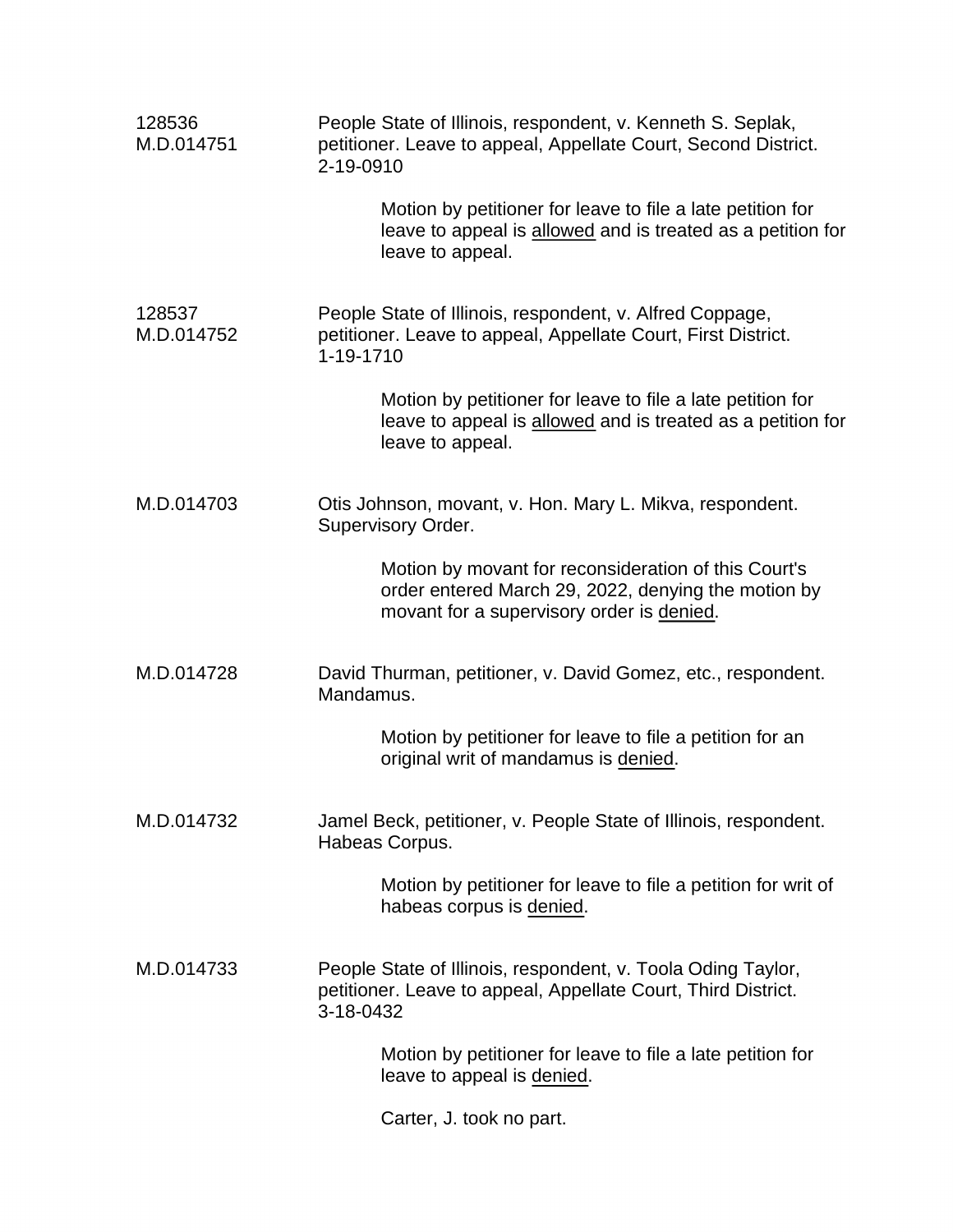128536
M.D.014751

People State of Illinois, respondent, v. Kenneth S. Seplak, petitioner. Leave to appeal, Appellate Court, Second District. 2-19-0910

> Motion by petitioner for leave to file a late petition for leave to appeal is allowed and is treated as a petition for leave to appeal.

128537
M.D.014752

People State of Illinois, respondent, v. Alfred Coppage, petitioner. Leave to appeal, Appellate Court, First District. 1-19-1710

> Motion by petitioner for leave to file a late petition for leave to appeal is allowed and is treated as a petition for leave to appeal.

M.D.014703

Otis Johnson, movant, v. Hon. Mary L. Mikva, respondent. Supervisory Order.

> Motion by movant for reconsideration of this Court's order entered March 29, 2022, denying the motion by movant for a supervisory order is denied.

M.D.014728

David Thurman, petitioner, v. David Gomez, etc., respondent. Mandamus.

> Motion by petitioner for leave to file a petition for an original writ of mandamus is denied.

M.D.014732

Jamel Beck, petitioner, v. People State of Illinois, respondent. Habeas Corpus.

> Motion by petitioner for leave to file a petition for writ of habeas corpus is denied.

M.D.014733

People State of Illinois, respondent, v. Toola Oding Taylor, petitioner. Leave to appeal, Appellate Court, Third District. 3-18-0432

> Motion by petitioner for leave to file a late petition for leave to appeal is denied.
>
> Carter, J. took no part.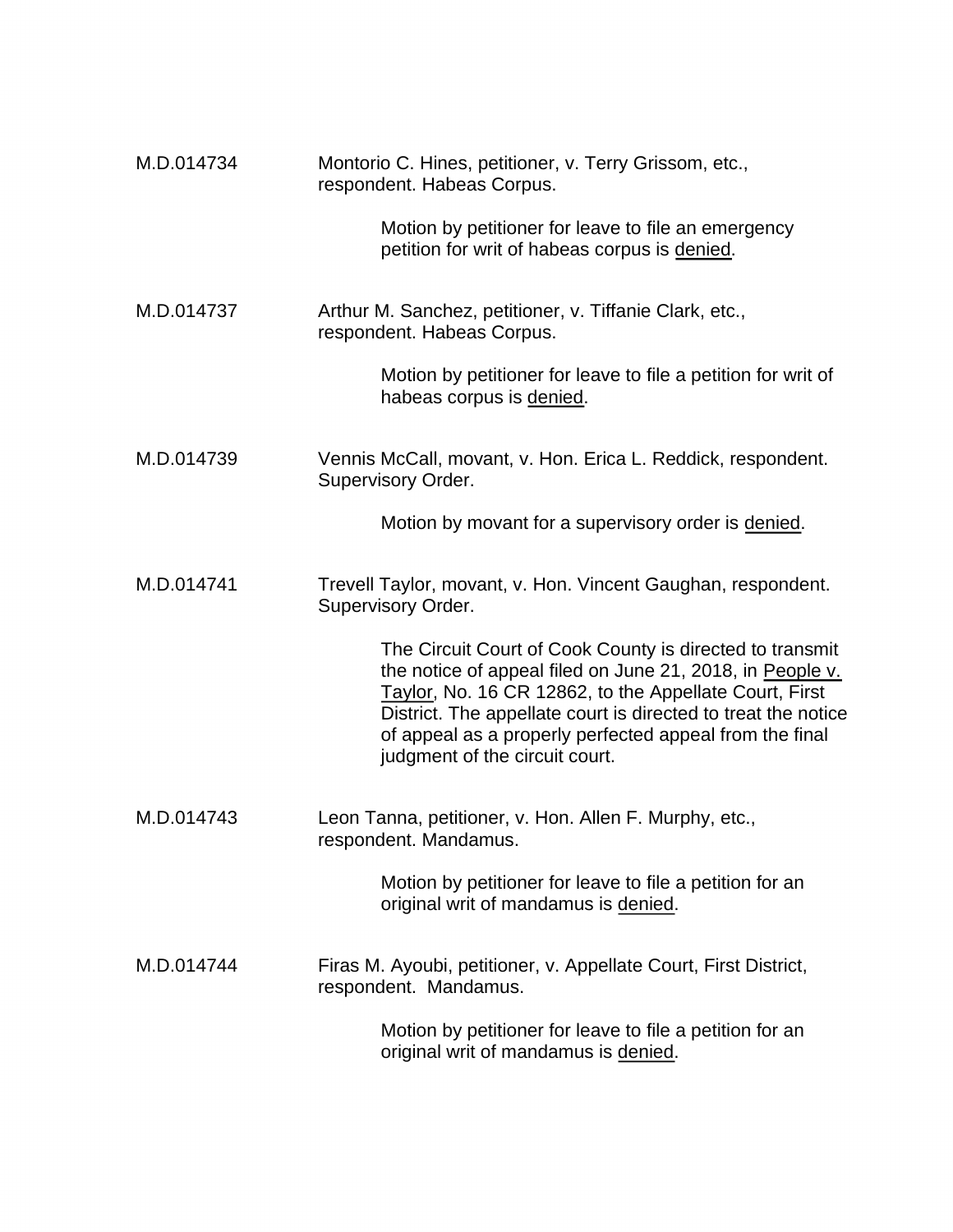M.D.014734 Montorio C. Hines, petitioner, v. Terry Grissom, etc., respondent. Habeas Corpus.

> Motion by petitioner for leave to file an emergency petition for writ of habeas corpus is denied.

M.D.014737 Arthur M. Sanchez, petitioner, v. Tiffanie Clark, etc., respondent. Habeas Corpus.

> Motion by petitioner for leave to file a petition for writ of habeas corpus is denied.

M.D.014739 Vennis McCall, movant, v. Hon. Erica L. Reddick, respondent. Supervisory Order.

> Motion by movant for a supervisory order is denied.

M.D.014741 Trevell Taylor, movant, v. Hon. Vincent Gaughan, respondent. Supervisory Order.

> The Circuit Court of Cook County is directed to transmit the notice of appeal filed on June 21, 2018, in People v. Taylor, No. 16 CR 12862, to the Appellate Court, First District. The appellate court is directed to treat the notice of appeal as a properly perfected appeal from the final judgment of the circuit court.

M.D.014743 Leon Tanna, petitioner, v. Hon. Allen F. Murphy, etc., respondent. Mandamus.

> Motion by petitioner for leave to file a petition for an original writ of mandamus is denied.

M.D.014744 Firas M. Ayoubi, petitioner, v. Appellate Court, First District, respondent. Mandamus.

> Motion by petitioner for leave to file a petition for an original writ of mandamus is denied.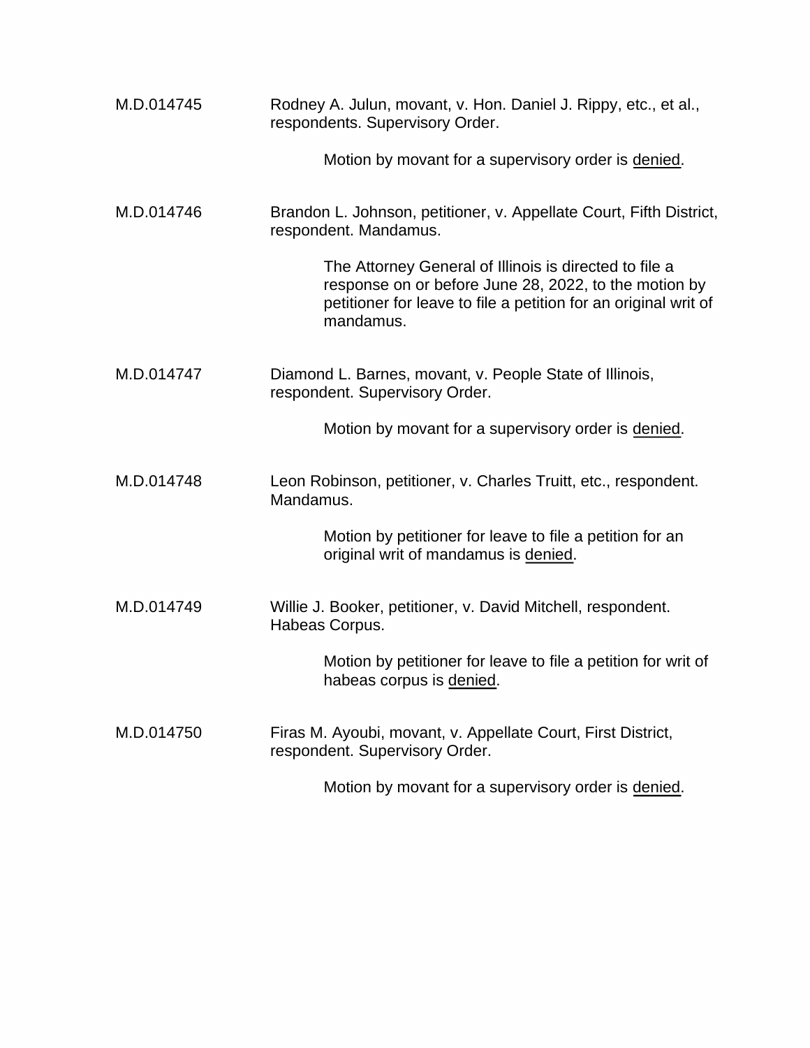M.D.014745 Rodney A. Julun, movant, v. Hon. Daniel J. Rippy, etc., et al., respondents. Supervisory Order.

Motion by movant for a supervisory order is denied.

M.D.014746 Brandon L. Johnson, petitioner, v. Appellate Court, Fifth District, respondent. Mandamus.

The Attorney General of Illinois is directed to file a response on or before June 28, 2022, to the motion by petitioner for leave to file a petition for an original writ of mandamus.

M.D.014747 Diamond L. Barnes, movant, v. People State of Illinois, respondent. Supervisory Order.

Motion by movant for a supervisory order is denied.

M.D.014748 Leon Robinson, petitioner, v. Charles Truitt, etc., respondent. Mandamus.

Motion by petitioner for leave to file a petition for an original writ of mandamus is denied.

M.D.014749 Willie J. Booker, petitioner, v. David Mitchell, respondent. Habeas Corpus.

Motion by petitioner for leave to file a petition for writ of habeas corpus is denied.

M.D.014750 Firas M. Ayoubi, movant, v. Appellate Court, First District, respondent. Supervisory Order.

Motion by movant for a supervisory order is denied.